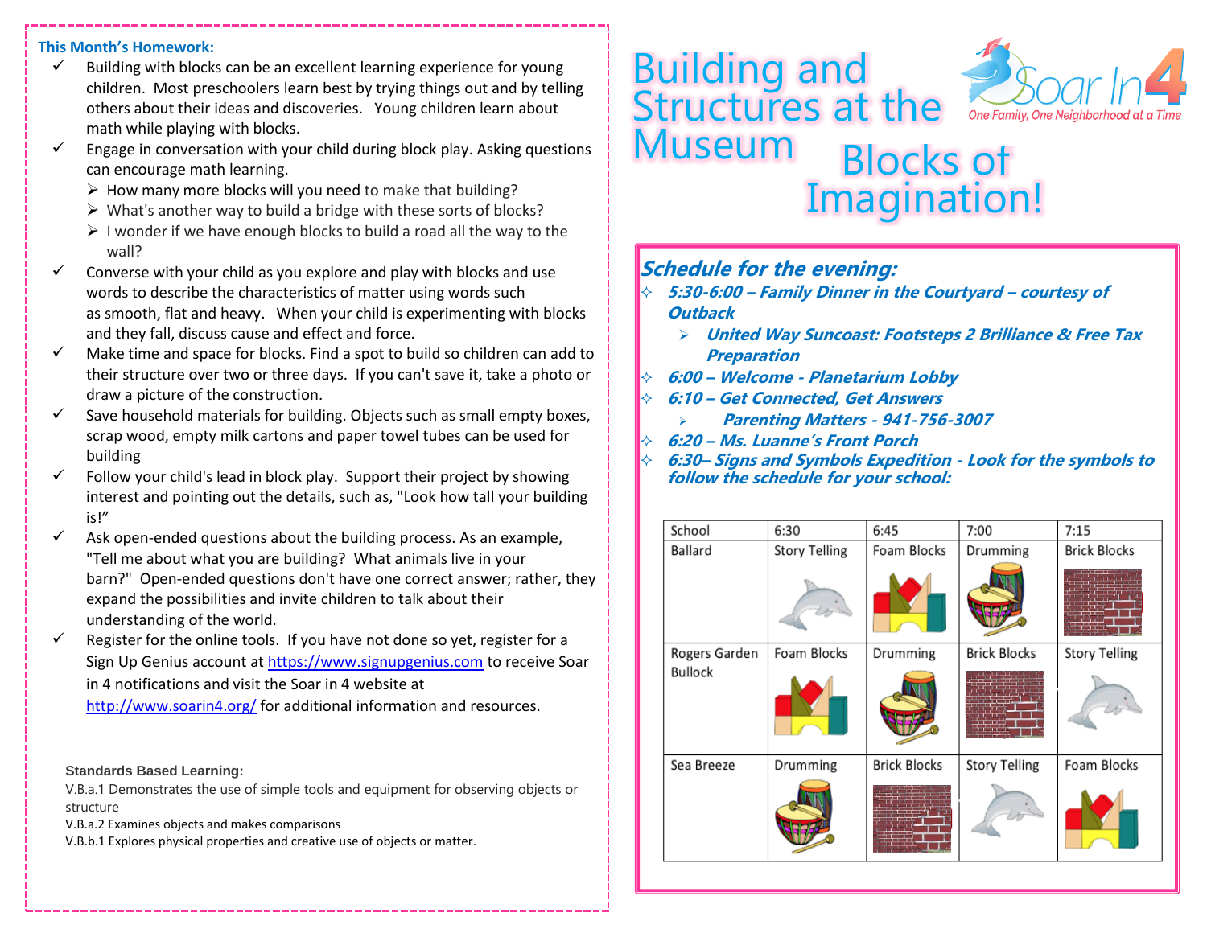# Building and Structures at the Museum

Soar In 4

*One Family, One Neighborhood at a Time*

## Blocks of Imagination!

### This Month's Homework:

- ✓ Building with blocks can be an excellent learning experience for young children. Most preschoolers learn best by trying things out and by telling others about their ideas and discoveries. Young children learn about math while playing with blocks.
- ✓ Engage in conversation with your child during block play. Asking questions can encourage math learning.
  - ➢ How many more blocks will you need to make that building?
  - ➢ What's another way to build a bridge with these sorts of blocks?
  - ➢ I wonder if we have enough blocks to build a road all the way to the wall?
- ✓ Converse with your child as you explore and play with blocks and use words to describe the characteristics of matter using words such as smooth, flat and heavy. When your child is experimenting with blocks and they fall, discuss cause and effect and force.
- ✓ Make time and space for blocks. Find a spot to build so children can add to their structure over two or three days. If you can't save it, take a photo or draw a picture of the construction.
- ✓ Save household materials for building. Objects such as small empty boxes, scrap wood, empty milk cartons and paper towel tubes can be used for building
- ✓ Follow your child's lead in block play. Support their project by showing interest and pointing out the details, such as, "Look how tall your building is!"
- ✓ Ask open-ended questions about the building process. As an example, "Tell me about what you are building? What animals live in your barn?" Open-ended questions don't have one correct answer; rather, they expand the possibilities and invite children to talk about their understanding of the world.
- ✓ Register for the online tools. If you have not done so yet, register for a Sign Up Genius account at https://www.signupgenius.com to receive Soar in 4 notifications and visit the Soar in 4 website at http://www.soarin4.org/ for additional information and resources.

**Standards Based Learning:**

V.B.a.1 Demonstrates the use of simple tools and equipment for observing objects or structure

V.B.a.2 Examines objects and makes comparisons

V.B.b.1 Explores physical properties and creative use of objects or matter.

### *Schedule for the evening:*

- ***5:30-6:00 – Family Dinner in the Courtyard – courtesy of Outback***
  - ➢ ***United Way Suncoast: Footsteps 2 Brilliance & Free Tax Preparation***
- ***6:00 – Welcome - Planetarium Lobby***
- ***6:10 – Get Connected, Get Answers***
  - ➢ ***Parenting Matters - 941-756-3007***
- ***6:20 – Ms. Luanne's Front Porch***
- ***6:30– Signs and Symbols Expedition - Look for the symbols to follow the schedule for your school:***

| School | 6:30 | 6:45 | 7:00 | 7:15 |
|---|---|---|---|---|
| Ballard | Story Telling | Foam Blocks | Drumming | Brick Blocks |
| Rogers Garden Bullock | Foam Blocks | Drumming | Brick Blocks | Story Telling |
| Sea Breeze | Drumming | Brick Blocks | Story Telling | Foam Blocks |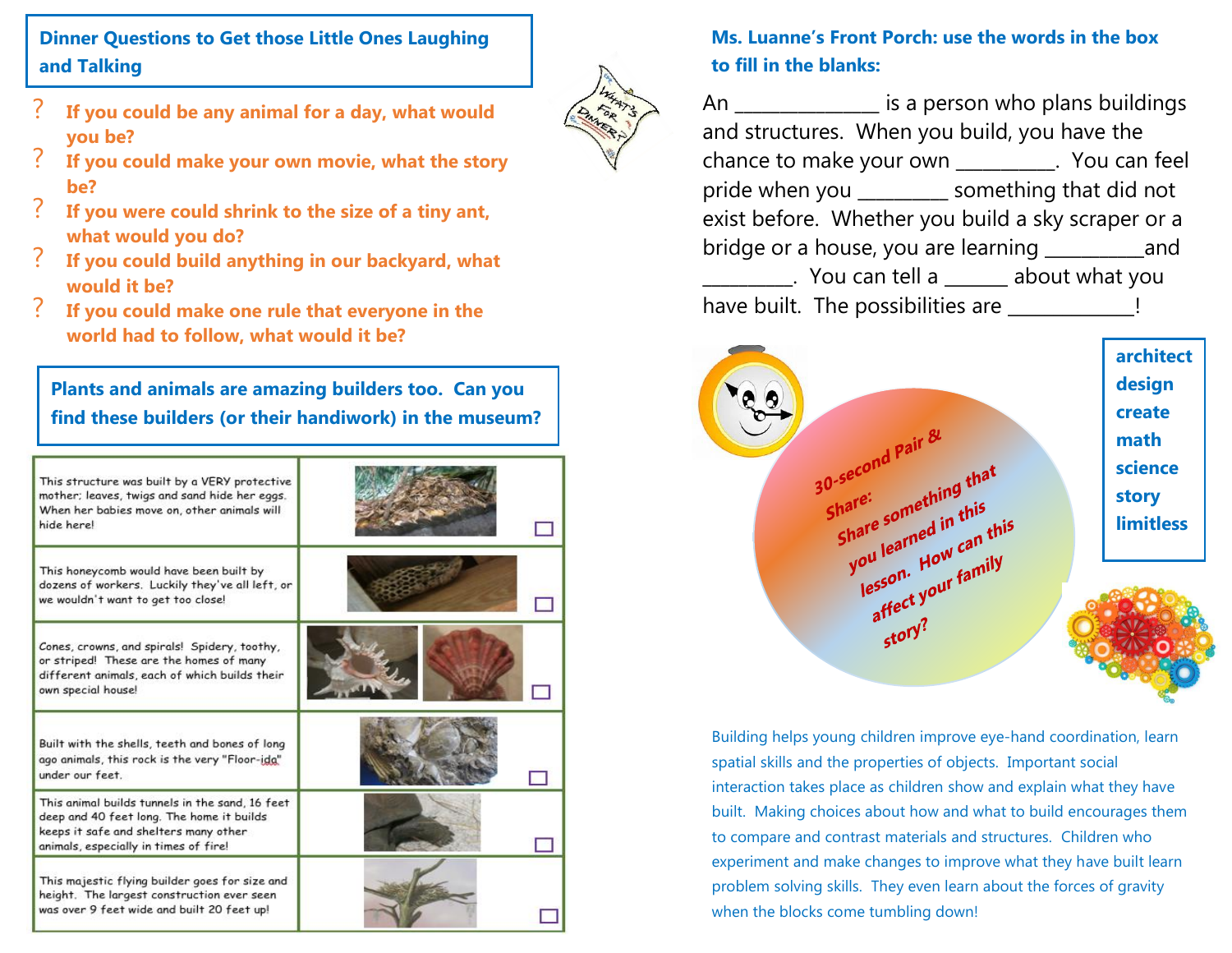## Dinner Questions to Get those Little Ones Laughing and Talking

- ? If you could be any animal for a day, what would you be?
- ? If you could make your own movie, what the story be?
- ? If you were could shrink to the size of a tiny ant, what would you do?
- ? If you could build anything in our backyard, what would it be?
- ? If you could make one rule that everyone in the world had to follow, what would it be?

## Plants and animals are amazing builders too. Can you find these builders (or their handiwork) in the museum?

| | |
|---|---|
| This structure was built by a VERY protective mother; leaves, twigs and sand hide her eggs. When her babies move on, other animals will hide here! | ☐ |
| This honeycomb would have been built by dozens of workers. Luckily they've all left, or we wouldn't want to get too close! | ☐ |
| Cones, crowns, and spirals! Spidery, toothy, or striped! These are the homes of many different animals, each of which builds their own special house! | ☐ |
| Built with the shells, teeth and bones of long ago animals, this rock is the very "Floor-ida" under our feet. | ☐ |
| This animal builds tunnels in the sand, 16 feet deep and 40 feet long. The home it builds keeps it safe and shelters many other animals, especially in times of fire! | ☐ |
| This majestic flying builder goes for size and height. The largest construction ever seen was over 9 feet wide and built 20 feet up! | ☐ |

## Ms. Luanne's Front Porch: use the words in the box to fill in the blanks:

An _____________ is a person who plans buildings and structures. When you build, you have the chance to make your own _________. You can feel pride when you ________ something that did not exist before. Whether you build a sky scraper or a bridge or a house, you are learning _________and _________. You can tell a ______ about what you have built. The possibilities are ___________!

**architect**
**design**
**create**
**math**
**science**
**story**
**limitless**

**30-second Pair & Share:** Share something that you learned in this lesson. How can this affect your family story?

Building helps young children improve eye-hand coordination, learn spatial skills and the properties of objects. Important social interaction takes place as children show and explain what they have built. Making choices about how and what to build encourages them to compare and contrast materials and structures. Children who experiment and make changes to improve what they have built learn problem solving skills. They even learn about the forces of gravity when the blocks come tumbling down!